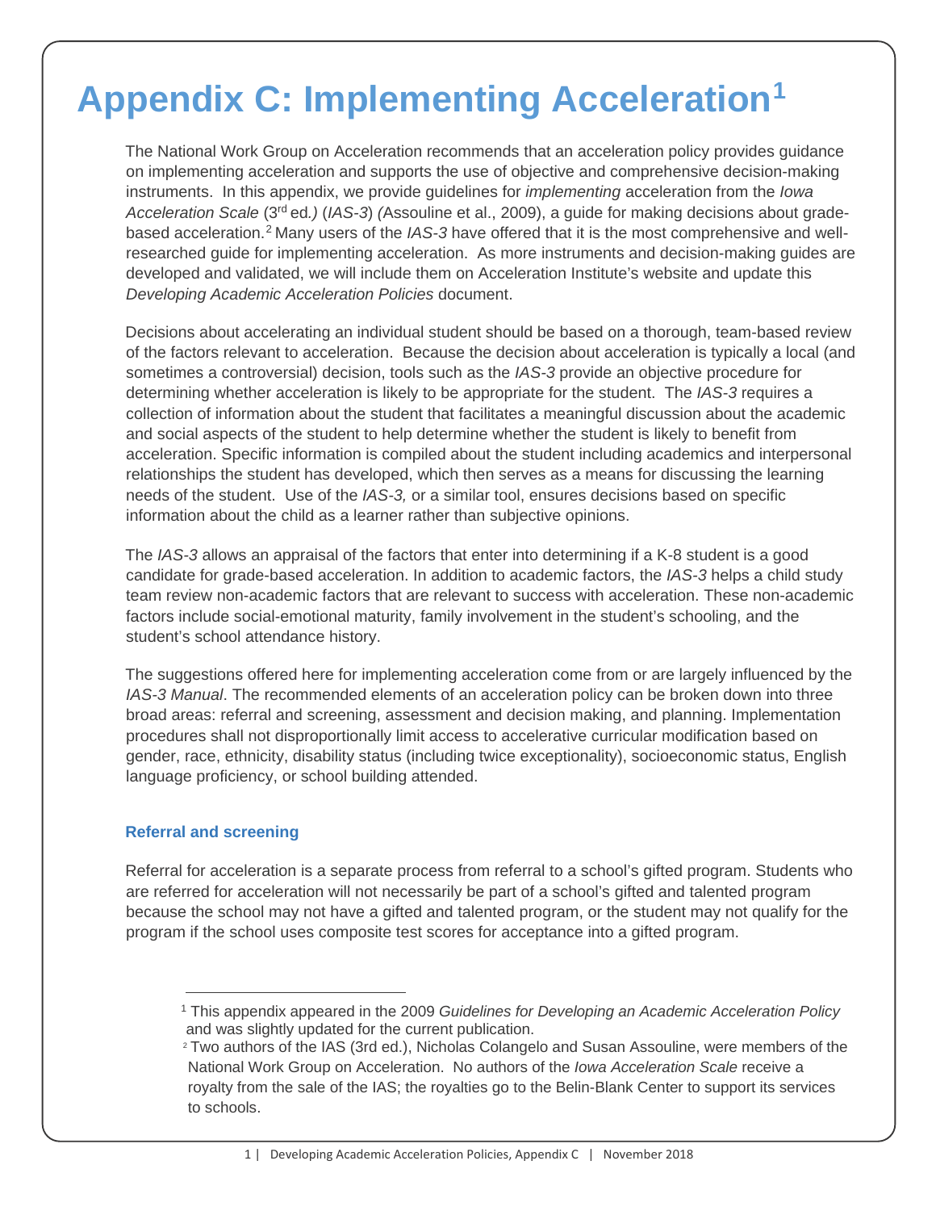# Appendix C: Implementing Acceleration[1]

The National Work Group on Acceleration recommends that an acceleration policy provides guidance on implementing acceleration and supports the use of objective and comprehensive decision-making instruments. In this appendix, we provide guidelines for *implementing* acceleration from the *Iowa Acceleration Scale* (3rd ed.) (*IAS-3*) (Assouline et al., 2009), a guide for making decisions about grade-based acceleration.[2] Many users of the *IAS-3* have offered that it is the most comprehensive and well-researched guide for implementing acceleration. As more instruments and decision-making guides are developed and validated, we will include them on Acceleration Institute's website and update this *Developing Academic Acceleration Policies* document.

Decisions about accelerating an individual student should be based on a thorough, team-based review of the factors relevant to acceleration. Because the decision about acceleration is typically a local (and sometimes a controversial) decision, tools such as the *IAS-3* provide an objective procedure for determining whether acceleration is likely to be appropriate for the student. The *IAS-3* requires a collection of information about the student that facilitates a meaningful discussion about the academic and social aspects of the student to help determine whether the student is likely to benefit from acceleration. Specific information is compiled about the student including academics and interpersonal relationships the student has developed, which then serves as a means for discussing the learning needs of the student. Use of the *IAS-3,* or a similar tool, ensures decisions based on specific information about the child as a learner rather than subjective opinions.

The *IAS-3* allows an appraisal of the factors that enter into determining if a K-8 student is a good candidate for grade-based acceleration. In addition to academic factors, the *IAS-3* helps a child study team review non-academic factors that are relevant to success with acceleration. These non-academic factors include social-emotional maturity, family involvement in the student's schooling, and the student's school attendance history.

The suggestions offered here for implementing acceleration come from or are largely influenced by the *IAS-3 Manual*. The recommended elements of an acceleration policy can be broken down into three broad areas: referral and screening, assessment and decision making, and planning. Implementation procedures shall not disproportionally limit access to accelerative curricular modification based on gender, race, ethnicity, disability status (including twice exceptionality), socioeconomic status, English language proficiency, or school building attended.

### Referral and screening

Referral for acceleration is a separate process from referral to a school's gifted program. Students who are referred for acceleration will not necessarily be part of a school's gifted and talented program because the school may not have a gifted and talented program, or the student may not qualify for the program if the school uses composite test scores for acceptance into a gifted program.

---

[1] This appendix appeared in the 2009 *Guidelines for Developing an Academic Acceleration Policy* and was slightly updated for the current publication.

[2] Two authors of the IAS (3rd ed.), Nicholas Colangelo and Susan Assouline, were members of the National Work Group on Acceleration. No authors of the *Iowa Acceleration Scale* receive a royalty from the sale of the IAS; the royalties go to the Belin-Blank Center to support its services to schools.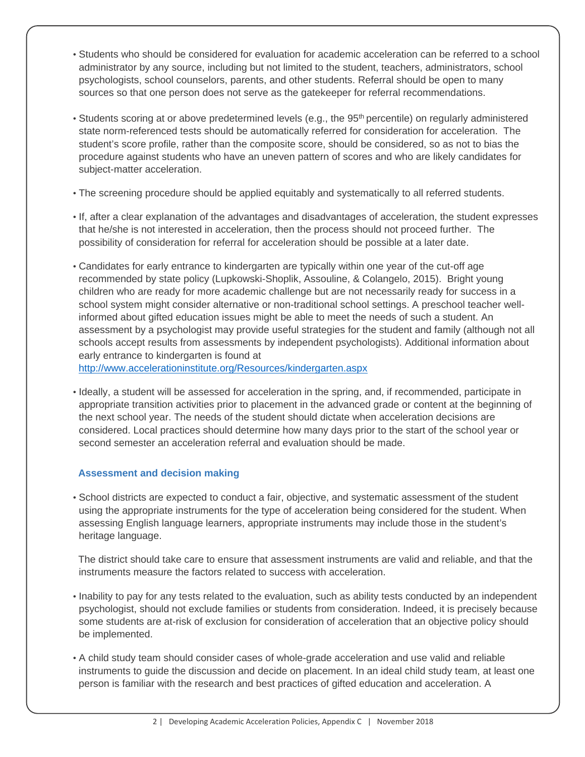- Students who should be considered for evaluation for academic acceleration can be referred to a school administrator by any source, including but not limited to the student, teachers, administrators, school psychologists, school counselors, parents, and other students. Referral should be open to many sources so that one person does not serve as the gatekeeper for referral recommendations.

- Students scoring at or above predetermined levels (e.g., the 95th percentile) on regularly administered state norm-referenced tests should be automatically referred for consideration for acceleration. The student's score profile, rather than the composite score, should be considered, so as not to bias the procedure against students who have an uneven pattern of scores and who are likely candidates for subject-matter acceleration.

- The screening procedure should be applied equitably and systematically to all referred students.

- If, after a clear explanation of the advantages and disadvantages of acceleration, the student expresses that he/she is not interested in acceleration, then the process should not proceed further. The possibility of consideration for referral for acceleration should be possible at a later date.

- Candidates for early entrance to kindergarten are typically within one year of the cut-off age recommended by state policy (Lupkowski-Shoplik, Assouline, & Colangelo, 2015). Bright young children who are ready for more academic challenge but are not necessarily ready for success in a school system might consider alternative or non-traditional school settings. A preschool teacher well-informed about gifted education issues might be able to meet the needs of such a student. An assessment by a psychologist may provide useful strategies for the student and family (although not all schools accept results from assessments by independent psychologists). Additional information about early entrance to kindergarten is found at http://www.accelerationinstitute.org/Resources/kindergarten.aspx

- Ideally, a student will be assessed for acceleration in the spring, and, if recommended, participate in appropriate transition activities prior to placement in the advanced grade or content at the beginning of the next school year. The needs of the student should dictate when acceleration decisions are considered. Local practices should determine how many days prior to the start of the school year or second semester an acceleration referral and evaluation should be made.

### Assessment and decision making

- School districts are expected to conduct a fair, objective, and systematic assessment of the student using the appropriate instruments for the type of acceleration being considered for the student. When assessing English language learners, appropriate instruments may include those in the student's heritage language.

  The district should take care to ensure that assessment instruments are valid and reliable, and that the instruments measure the factors related to success with acceleration.

- Inability to pay for any tests related to the evaluation, such as ability tests conducted by an independent psychologist, should not exclude families or students from consideration. Indeed, it is precisely because some students are at-risk of exclusion for consideration of acceleration that an objective policy should be implemented.

- A child study team should consider cases of whole-grade acceleration and use valid and reliable instruments to guide the discussion and decide on placement. In an ideal child study team, at least one person is familiar with the research and best practices of gifted education and acceleration. A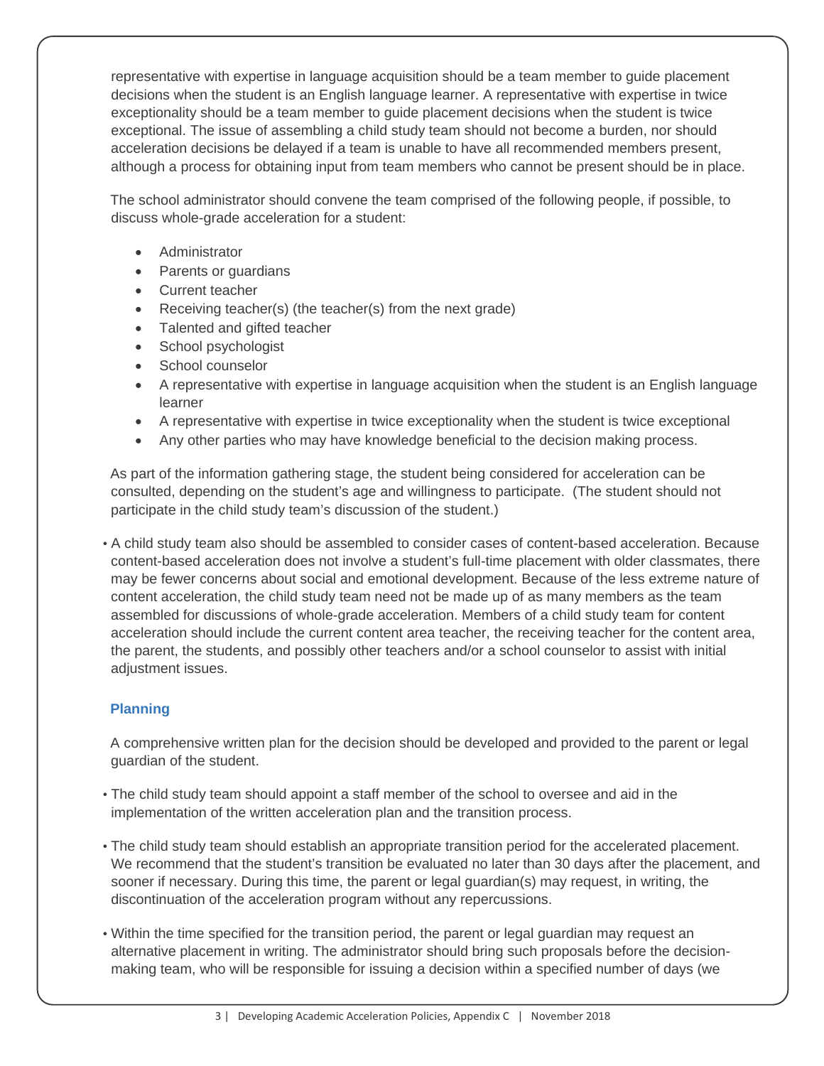representative with expertise in language acquisition should be a team member to guide placement decisions when the student is an English language learner. A representative with expertise in twice exceptionality should be a team member to guide placement decisions when the student is twice exceptional. The issue of assembling a child study team should not become a burden, nor should acceleration decisions be delayed if a team is unable to have all recommended members present, although a process for obtaining input from team members who cannot be present should be in place.

The school administrator should convene the team comprised of the following people, if possible, to discuss whole-grade acceleration for a student:

- Administrator
- Parents or guardians
- Current teacher
- Receiving teacher(s) (the teacher(s) from the next grade)
- Talented and gifted teacher
- School psychologist
- School counselor
- A representative with expertise in language acquisition when the student is an English language learner
- A representative with expertise in twice exceptionality when the student is twice exceptional
- Any other parties who may have knowledge beneficial to the decision making process.

As part of the information gathering stage, the student being considered for acceleration can be consulted, depending on the student's age and willingness to participate. (The student should not participate in the child study team's discussion of the student.)

- A child study team also should be assembled to consider cases of content-based acceleration. Because content-based acceleration does not involve a student's full-time placement with older classmates, there may be fewer concerns about social and emotional development. Because of the less extreme nature of content acceleration, the child study team need not be made up of as many members as the team assembled for discussions of whole-grade acceleration. Members of a child study team for content acceleration should include the current content area teacher, the receiving teacher for the content area, the parent, the students, and possibly other teachers and/or a school counselor to assist with initial adjustment issues.

### Planning

A comprehensive written plan for the decision should be developed and provided to the parent or legal guardian of the student.

- The child study team should appoint a staff member of the school to oversee and aid in the implementation of the written acceleration plan and the transition process.
- The child study team should establish an appropriate transition period for the accelerated placement. We recommend that the student's transition be evaluated no later than 30 days after the placement, and sooner if necessary. During this time, the parent or legal guardian(s) may request, in writing, the discontinuation of the acceleration program without any repercussions.
- Within the time specified for the transition period, the parent or legal guardian may request an alternative placement in writing. The administrator should bring such proposals before the decision-making team, who will be responsible for issuing a decision within a specified number of days (we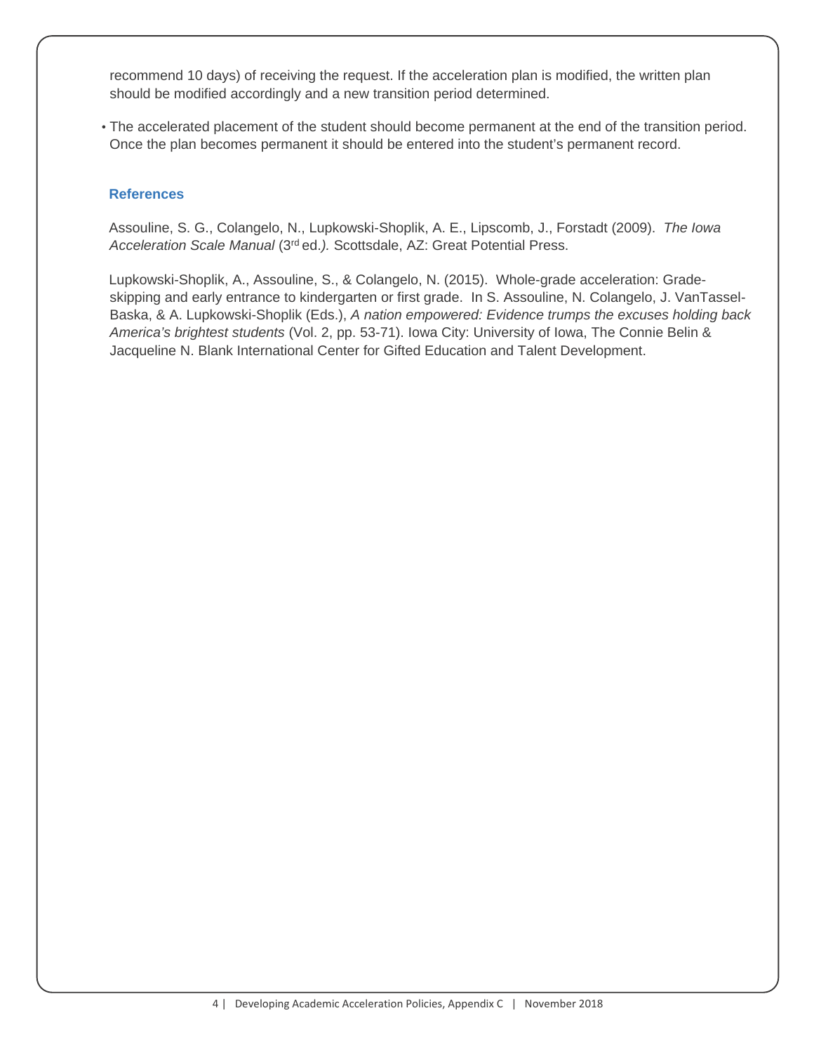recommend 10 days) of receiving the request. If the acceleration plan is modified, the written plan should be modified accordingly and a new transition period determined.

- The accelerated placement of the student should become permanent at the end of the transition period. Once the plan becomes permanent it should be entered into the student's permanent record.

### References

Assouline, S. G., Colangelo, N., Lupkowski-Shoplik, A. E., Lipscomb, J., Forstadt (2009). *The Iowa Acceleration Scale Manual* (3rd ed.*).* Scottsdale, AZ: Great Potential Press.

Lupkowski-Shoplik, A., Assouline, S., & Colangelo, N. (2015). Whole-grade acceleration: Grade-skipping and early entrance to kindergarten or first grade. In S. Assouline, N. Colangelo, J. VanTassel-Baska, & A. Lupkowski-Shoplik (Eds.), *A nation empowered: Evidence trumps the excuses holding back America's brightest students* (Vol. 2, pp. 53-71). Iowa City: University of Iowa, The Connie Belin & Jacqueline N. Blank International Center for Gifted Education and Talent Development.